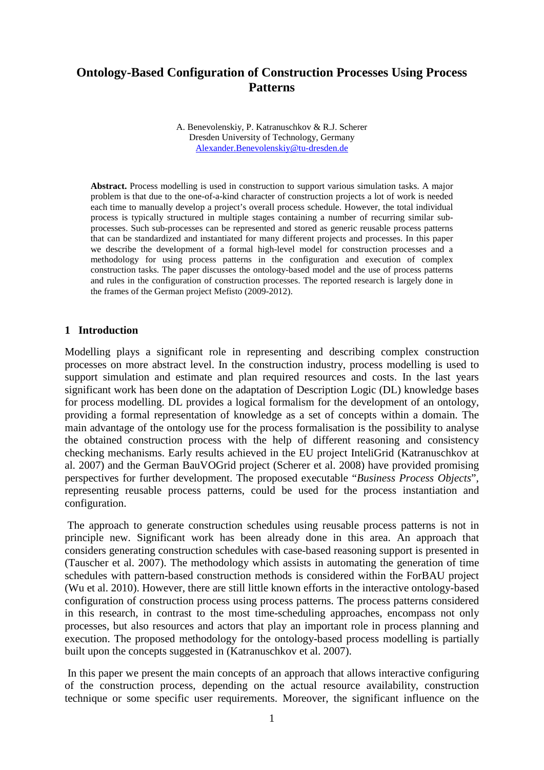# Ontology-Based Configuration of Construction Processes Using Process Patterns

A. Benevolenskiy, P. Katranuschkov & R.J. Scherer
Dresden University of Technology, Germany
Alexander.Benevolenskiy@tu-dresden.de

**Abstract.** Process modelling is used in construction to support various simulation tasks. A major problem is that due to the one-of-a-kind character of construction projects a lot of work is needed each time to manually develop a project's overall process schedule. However, the total individual process is typically structured in multiple stages containing a number of recurring similar sub-processes. Such sub-processes can be represented and stored as generic reusable process patterns that can be standardized and instantiated for many different projects and processes. In this paper we describe the development of a formal high-level model for construction processes and a methodology for using process patterns in the configuration and execution of complex construction tasks. The paper discusses the ontology-based model and the use of process patterns and rules in the configuration of construction processes. The reported research is largely done in the frames of the German project Mefisto (2009-2012).

## 1 Introduction

Modelling plays a significant role in representing and describing complex construction processes on more abstract level. In the construction industry, process modelling is used to support simulation and estimate and plan required resources and costs. In the last years significant work has been done on the adaptation of Description Logic (DL) knowledge bases for process modelling. DL provides a logical formalism for the development of an ontology, providing a formal representation of knowledge as a set of concepts within a domain. The main advantage of the ontology use for the process formalisation is the possibility to analyse the obtained construction process with the help of different reasoning and consistency checking mechanisms. Early results achieved in the EU project InteliGrid (Katranuschkov at al. 2007) and the German BauVOGrid project (Scherer et al. 2008) have provided promising perspectives for further development. The proposed executable "*Business Process Objects*", representing reusable process patterns, could be used for the process instantiation and configuration.

The approach to generate construction schedules using reusable process patterns is not in principle new. Significant work has been already done in this area. An approach that considers generating construction schedules with case-based reasoning support is presented in (Tauscher et al. 2007). The methodology which assists in automating the generation of time schedules with pattern-based construction methods is considered within the ForBAU project (Wu et al. 2010). However, there are still little known efforts in the interactive ontology-based configuration of construction process using process patterns. The process patterns considered in this research, in contrast to the most time-scheduling approaches, encompass not only processes, but also resources and actors that play an important role in process planning and execution. The proposed methodology for the ontology-based process modelling is partially built upon the concepts suggested in (Katranuschkov et al. 2007).

In this paper we present the main concepts of an approach that allows interactive configuring of the construction process, depending on the actual resource availability, construction technique or some specific user requirements. Moreover, the significant influence on the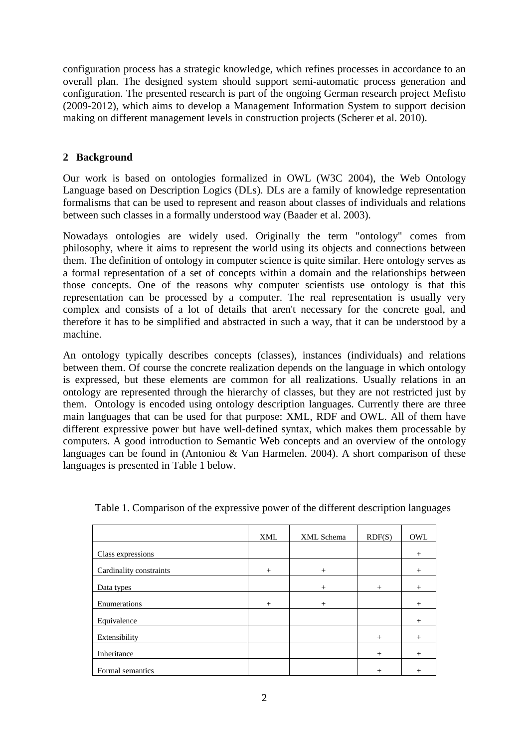configuration process has a strategic knowledge, which refines processes in accordance to an overall plan. The designed system should support semi-automatic process generation and configuration. The presented research is part of the ongoing German research project Mefisto (2009-2012), which aims to develop a Management Information System to support decision making on different management levels in construction projects (Scherer et al. 2010).

## 2 Background

Our work is based on ontologies formalized in OWL (W3C 2004), the Web Ontology Language based on Description Logics (DLs). DLs are a family of knowledge representation formalisms that can be used to represent and reason about classes of individuals and relations between such classes in a formally understood way (Baader et al. 2003).

Nowadays ontologies are widely used. Originally the term "ontology" comes from philosophy, where it aims to represent the world using its objects and connections between them. The definition of ontology in computer science is quite similar. Here ontology serves as a formal representation of a set of concepts within a domain and the relationships between those concepts. One of the reasons why computer scientists use ontology is that this representation can be processed by a computer. The real representation is usually very complex and consists of a lot of details that aren't necessary for the concrete goal, and therefore it has to be simplified and abstracted in such a way, that it can be understood by a machine.

An ontology typically describes concepts (classes), instances (individuals) and relations between them. Of course the concrete realization depends on the language in which ontology is expressed, but these elements are common for all realizations. Usually relations in an ontology are represented through the hierarchy of classes, but they are not restricted just by them. Ontology is encoded using ontology description languages. Currently there are three main languages that can be used for that purpose: XML, RDF and OWL. All of them have different expressive power but have well-defined syntax, which makes them processable by computers. A good introduction to Semantic Web concepts and an overview of the ontology languages can be found in (Antoniou & Van Harmelen. 2004). A short comparison of these languages is presented in Table 1 below.

Table 1. Comparison of the expressive power of the different description languages

| | XML | XML Schema | RDF(S) | OWL |
|---|---|---|---|---|
| Class expressions | | | | + |
| Cardinality constraints | + | + | | + |
| Data types | | + | + | + |
| Enumerations | + | + | | + |
| Equivalence | | | | + |
| Extensibility | | | + | + |
| Inheritance | | | + | + |
| Formal semantics | | | + | + |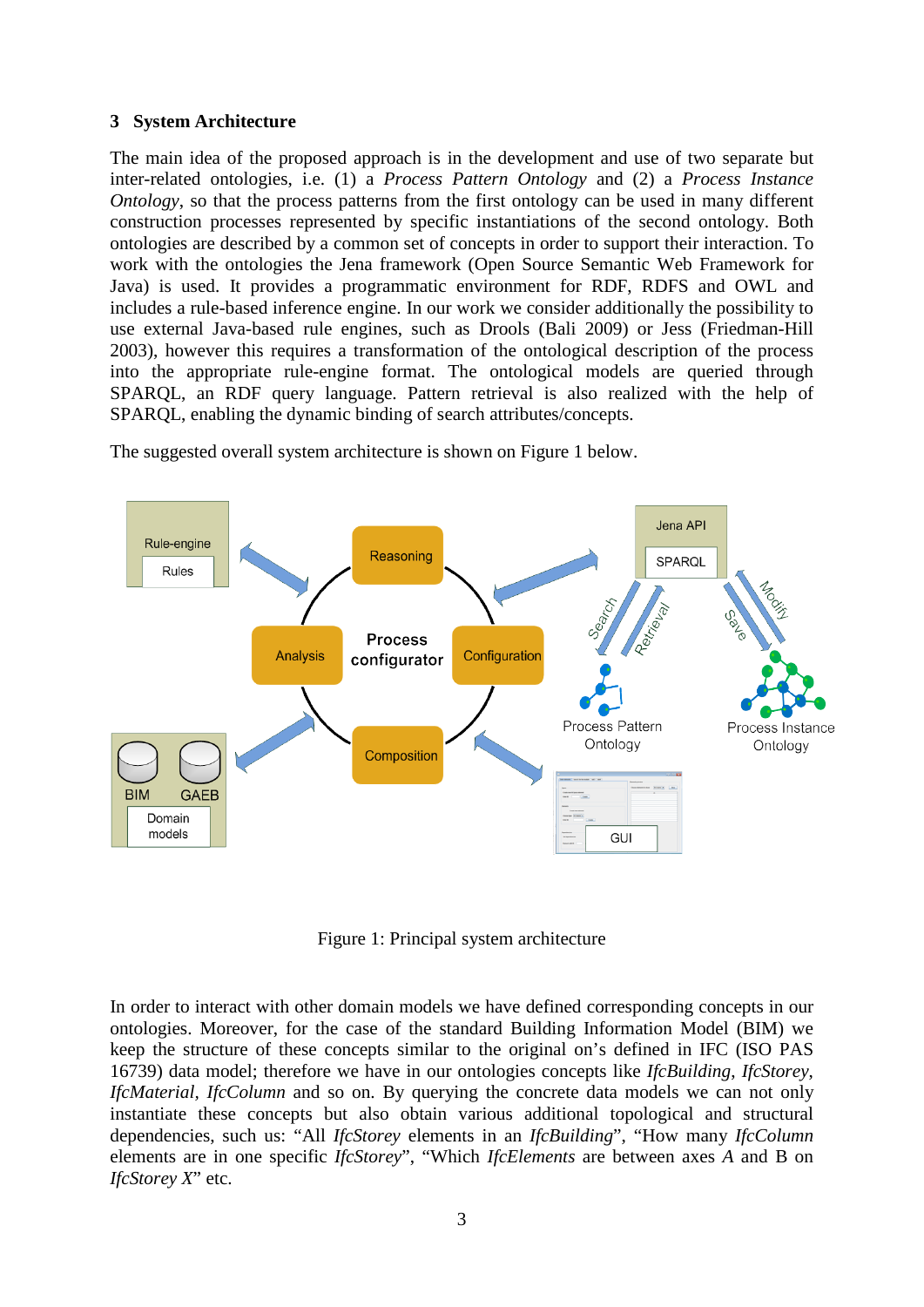## 3 System Architecture

The main idea of the proposed approach is in the development and use of two separate but inter-related ontologies, i.e. (1) a *Process Pattern Ontology* and (2) a *Process Instance Ontology*, so that the process patterns from the first ontology can be used in many different construction processes represented by specific instantiations of the second ontology. Both ontologies are described by a common set of concepts in order to support their interaction. To work with the ontologies the Jena framework (Open Source Semantic Web Framework for Java) is used. It provides a programmatic environment for RDF, RDFS and OWL and includes a rule-based inference engine. In our work we consider additionally the possibility to use external Java-based rule engines, such as Drools (Bali 2009) or Jess (Friedman-Hill 2003), however this requires a transformation of the ontological description of the process into the appropriate rule-engine format. The ontological models are queried through SPARQL, an RDF query language. Pattern retrieval is also realized with the help of SPARQL, enabling the dynamic binding of search attributes/concepts.

The suggested overall system architecture is shown on Figure 1 below.

Figure 1: Principal system architecture

In order to interact with other domain models we have defined corresponding concepts in our ontologies. Moreover, for the case of the standard Building Information Model (BIM) we keep the structure of these concepts similar to the original on's defined in IFC (ISO PAS 16739) data model; therefore we have in our ontologies concepts like *IfcBuilding*, *IfcStorey*, *IfcMaterial*, *IfcColumn* and so on. By querying the concrete data models we can not only instantiate these concepts but also obtain various additional topological and structural dependencies, such us: "All *IfcStorey* elements in an *IfcBuilding*", "How many *IfcColumn* elements are in one specific *IfcStorey*", "Which *IfcElements* are between axes *A* and B on *IfcStorey X*" etc.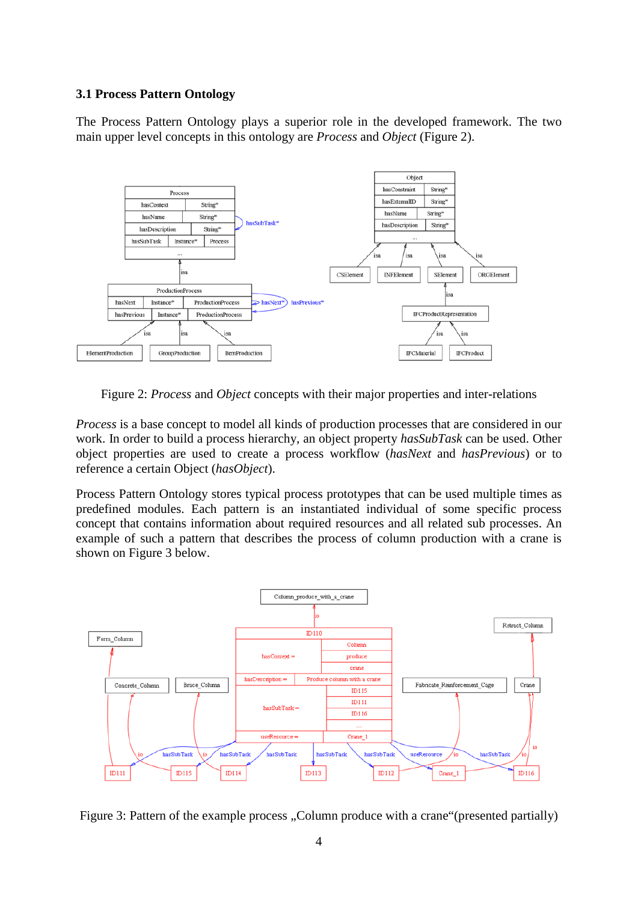### 3.1 Process Pattern Ontology

The Process Pattern Ontology plays a superior role in the developed framework. The two main upper level concepts in this ontology are *Process* and *Object* (Figure 2).

Figure 2: *Process* and *Object* concepts with their major properties and inter-relations

*Process* is a base concept to model all kinds of production processes that are considered in our work. In order to build a process hierarchy, an object property *hasSubTask* can be used. Other object properties are used to create a process workflow (*hasNext* and *hasPrevious*) or to reference a certain Object (*hasObject*).

Process Pattern Ontology stores typical process prototypes that can be used multiple times as predefined modules. Each pattern is an instantiated individual of some specific process concept that contains information about required resources and all related sub processes. An example of such a pattern that describes the process of column production with a crane is shown on Figure 3 below.

Figure 3: Pattern of the example process „Column produce with a crane“(presented partially)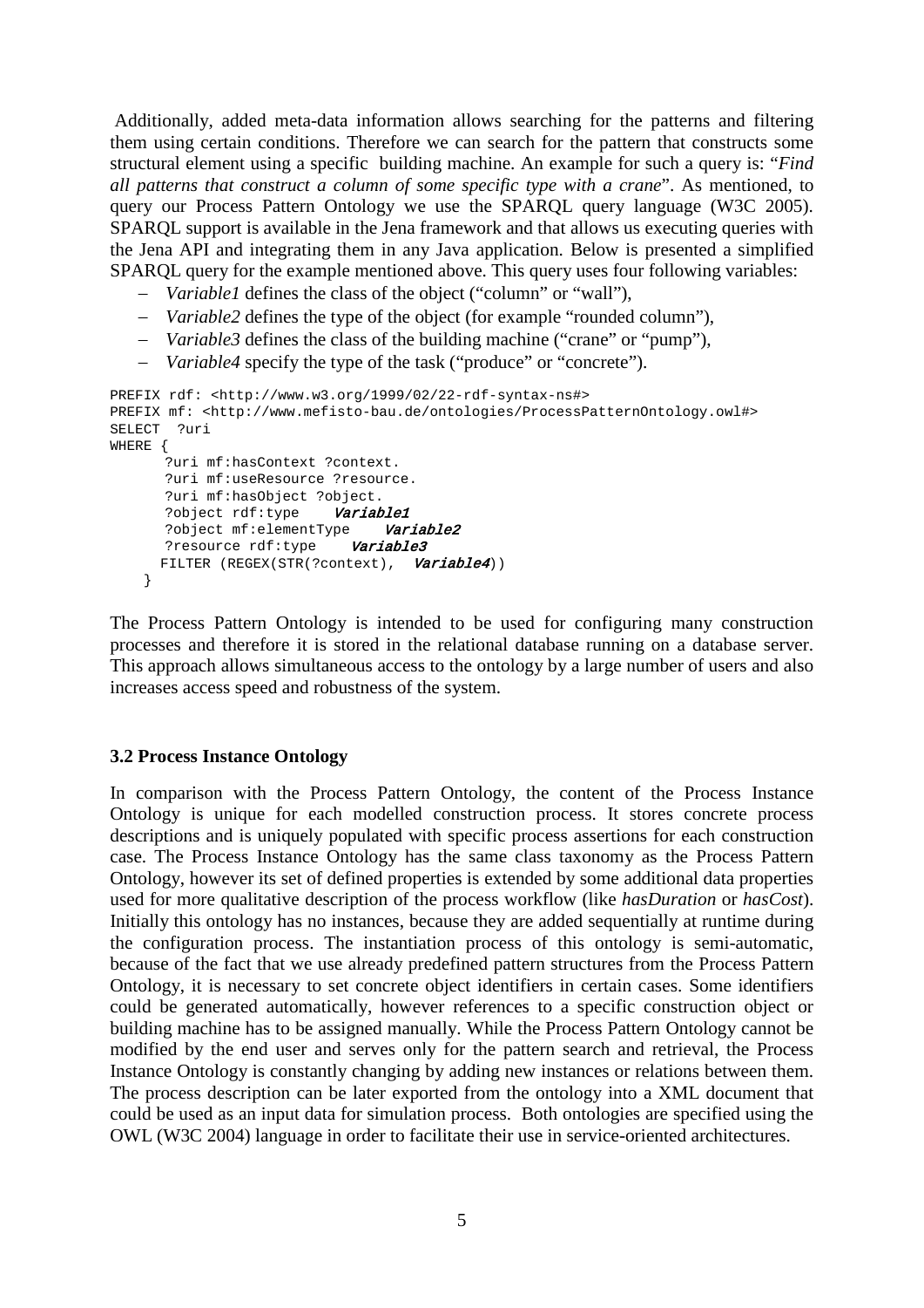Additionally, added meta-data information allows searching for the patterns and filtering them using certain conditions. Therefore we can search for the pattern that constructs some structural element using a specific building machine. An example for such a query is: "*Find all patterns that construct a column of some specific type with a crane*". As mentioned, to query our Process Pattern Ontology we use the SPARQL query language (W3C 2005). SPARQL support is available in the Jena framework and that allows us executing queries with the Jena API and integrating them in any Java application. Below is presented a simplified SPARQL query for the example mentioned above. This query uses four following variables:

- *Variable1* defines the class of the object ("column" or "wall"),
- *Variable2* defines the type of the object (for example "rounded column"),
- *Variable3* defines the class of the building machine ("crane" or "pump"),
- *Variable4* specify the type of the task ("produce" or "concrete").

```
PREFIX rdf: <http://www.w3.org/1999/02/22-rdf-syntax-ns#>
PREFIX mf: <http://www.mefisto-bau.de/ontologies/ProcessPatternOntology.owl#>
SELECT  ?uri
WHERE {
      ?uri mf:hasContext ?context.
      ?uri mf:useResource ?resource.
      ?uri mf:hasObject ?object.
      ?object rdf:type    Variable1
      ?object mf:elementType    Variable2
      ?resource rdf:type    Variable3
      FILTER (REGEX(STR(?context),  Variable4))
    }
```

The Process Pattern Ontology is intended to be used for configuring many construction processes and therefore it is stored in the relational database running on a database server. This approach allows simultaneous access to the ontology by a large number of users and also increases access speed and robustness of the system.

### 3.2 Process Instance Ontology

In comparison with the Process Pattern Ontology, the content of the Process Instance Ontology is unique for each modelled construction process. It stores concrete process descriptions and is uniquely populated with specific process assertions for each construction case. The Process Instance Ontology has the same class taxonomy as the Process Pattern Ontology, however its set of defined properties is extended by some additional data properties used for more qualitative description of the process workflow (like *hasDuration* or *hasCost*). Initially this ontology has no instances, because they are added sequentially at runtime during the configuration process. The instantiation process of this ontology is semi-automatic, because of the fact that we use already predefined pattern structures from the Process Pattern Ontology, it is necessary to set concrete object identifiers in certain cases. Some identifiers could be generated automatically, however references to a specific construction object or building machine has to be assigned manually. While the Process Pattern Ontology cannot be modified by the end user and serves only for the pattern search and retrieval, the Process Instance Ontology is constantly changing by adding new instances or relations between them. The process description can be later exported from the ontology into a XML document that could be used as an input data for simulation process. Both ontologies are specified using the OWL (W3C 2004) language in order to facilitate their use in service-oriented architectures.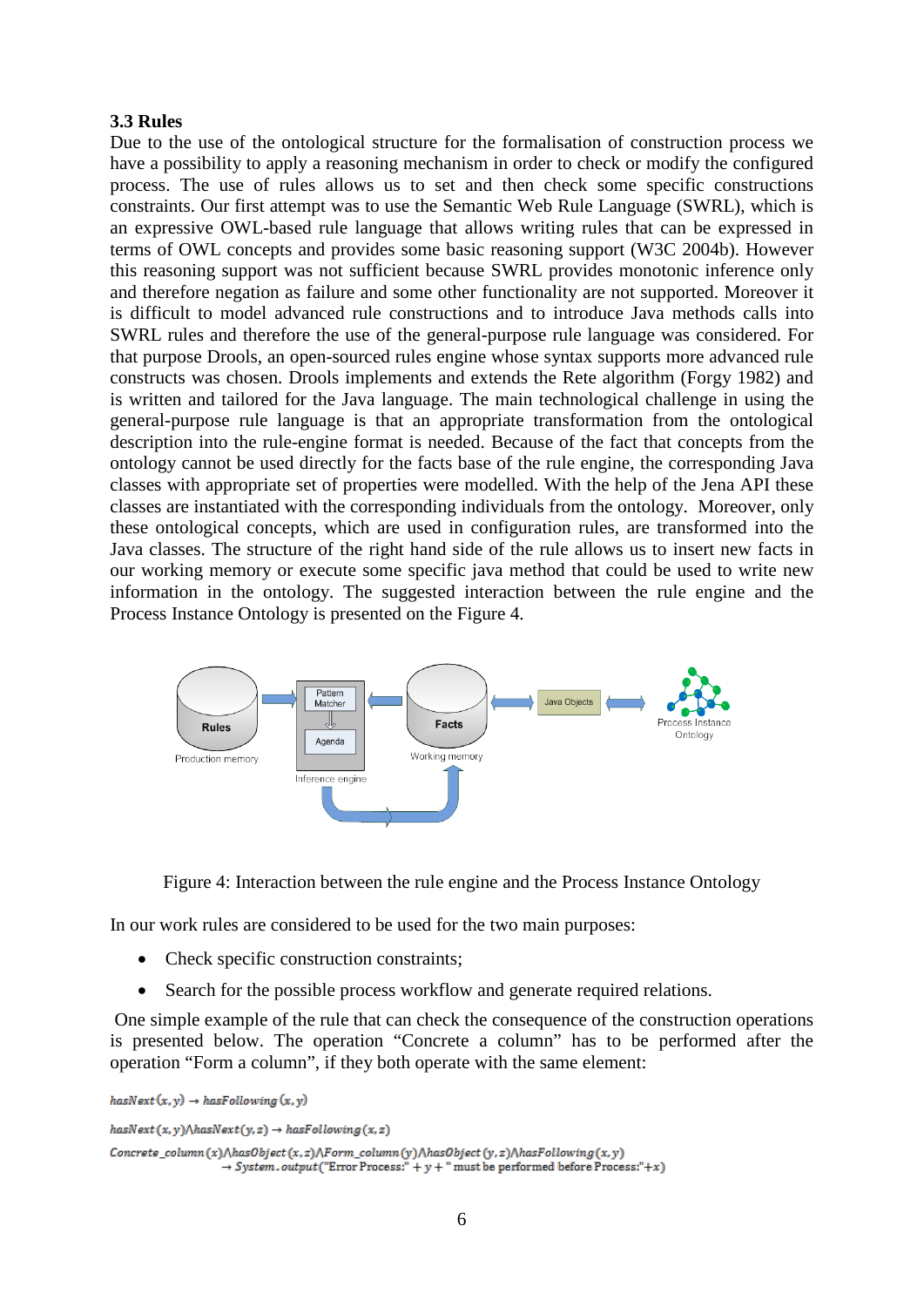### 3.3 Rules

Due to the use of the ontological structure for the formalisation of construction process we have a possibility to apply a reasoning mechanism in order to check or modify the configured process. The use of rules allows us to set and then check some specific constructions constraints. Our first attempt was to use the Semantic Web Rule Language (SWRL), which is an expressive OWL-based rule language that allows writing rules that can be expressed in terms of OWL concepts and provides some basic reasoning support (W3C 2004b). However this reasoning support was not sufficient because SWRL provides monotonic inference only and therefore negation as failure and some other functionality are not supported. Moreover it is difficult to model advanced rule constructions and to introduce Java methods calls into SWRL rules and therefore the use of the general-purpose rule language was considered. For that purpose Drools, an open-sourced rules engine whose syntax supports more advanced rule constructs was chosen. Drools implements and extends the Rete algorithm (Forgy 1982) and is written and tailored for the Java language. The main technological challenge in using the general-purpose rule language is that an appropriate transformation from the ontological description into the rule-engine format is needed. Because of the fact that concepts from the ontology cannot be used directly for the facts base of the rule engine, the corresponding Java classes with appropriate set of properties were modelled. With the help of the Jena API these classes are instantiated with the corresponding individuals from the ontology. Moreover, only these ontological concepts, which are used in configuration rules, are transformed into the Java classes. The structure of the right hand side of the rule allows us to insert new facts in our working memory or execute some specific java method that could be used to write new information in the ontology. The suggested interaction between the rule engine and the Process Instance Ontology is presented on the Figure 4.

Figure 4: Interaction between the rule engine and the Process Instance Ontology

In our work rules are considered to be used for the two main purposes:

- Check specific construction constraints;
- Search for the possible process workflow and generate required relations.

One simple example of the rule that can check the consequence of the construction operations is presented below. The operation “Concrete a column” has to be performed after the operation “Form a column”, if they both operate with the same element:

$$hasNext(x, y) \rightarrow hasFollowing(x, y)$$

$$hasNext(x, y) \wedge hasNext(y, z) \rightarrow hasFollowing(x, z)$$

$$Concrete\_column(x) \wedge hasObject(x, z) \wedge Form\_column(y) \wedge hasObject(y, z) \wedge hasFollowing(x, y) \\ \rightarrow System.output(\text{"Error Process:"} + y + \text{" must be performed before Process:"} + x)$$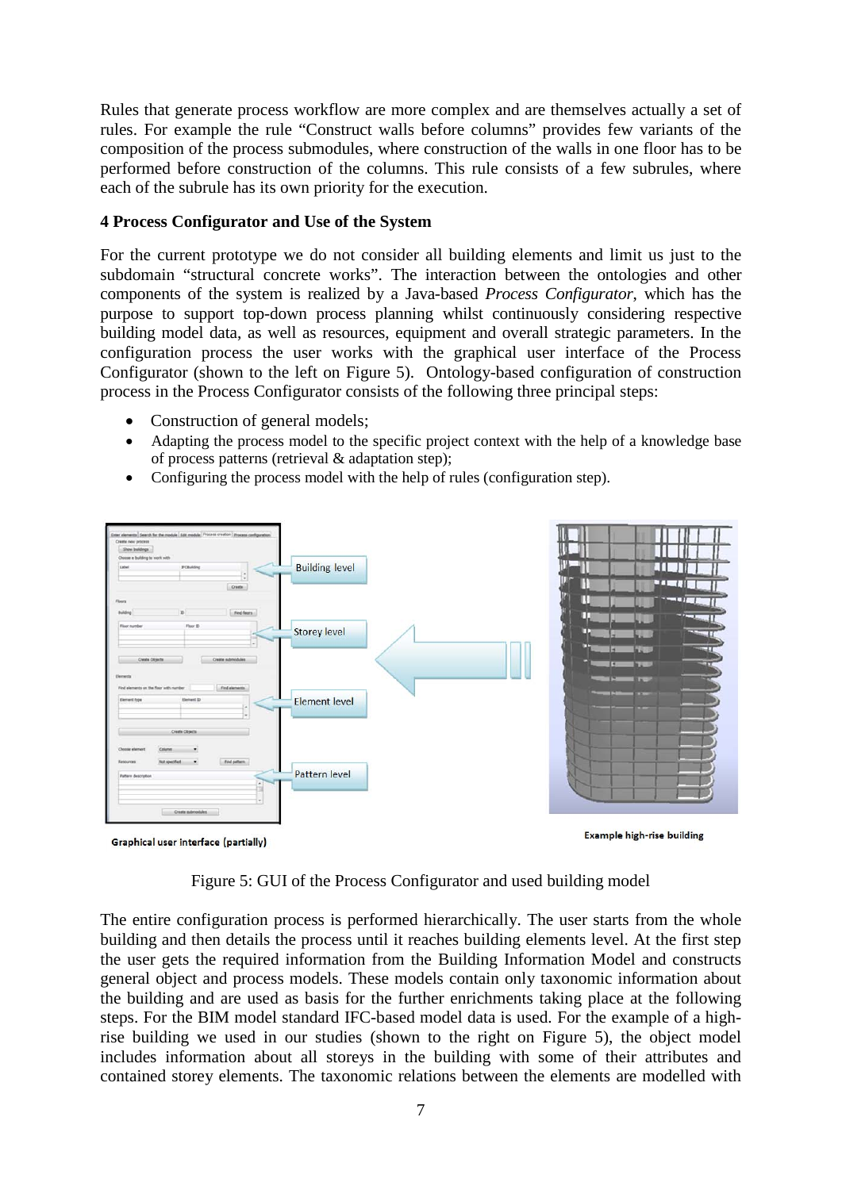Rules that generate process workflow are more complex and are themselves actually a set of rules. For example the rule "Construct walls before columns" provides few variants of the composition of the process submodules, where construction of the walls in one floor has to be performed before construction of the columns. This rule consists of a few subrules, where each of the subrule has its own priority for the execution.

## 4 Process Configurator and Use of the System

For the current prototype we do not consider all building elements and limit us just to the subdomain "structural concrete works". The interaction between the ontologies and other components of the system is realized by a Java-based *Process Configurator*, which has the purpose to support top-down process planning whilst continuously considering respective building model data, as well as resources, equipment and overall strategic parameters. In the configuration process the user works with the graphical user interface of the Process Configurator (shown to the left on Figure 5). Ontology-based configuration of construction process in the Process Configurator consists of the following three principal steps:

- Construction of general models;
- Adapting the process model to the specific project context with the help of a knowledge base of process patterns (retrieval & adaptation step);
- Configuring the process model with the help of rules (configuration step).

Figure 5: GUI of the Process Configurator and used building model

The entire configuration process is performed hierarchically. The user starts from the whole building and then details the process until it reaches building elements level. At the first step the user gets the required information from the Building Information Model and constructs general object and process models. These models contain only taxonomic information about the building and are used as basis for the further enrichments taking place at the following steps. For the BIM model standard IFC-based model data is used. For the example of a high-rise building we used in our studies (shown to the right on Figure 5), the object model includes information about all storeys in the building with some of their attributes and contained storey elements. The taxonomic relations between the elements are modelled with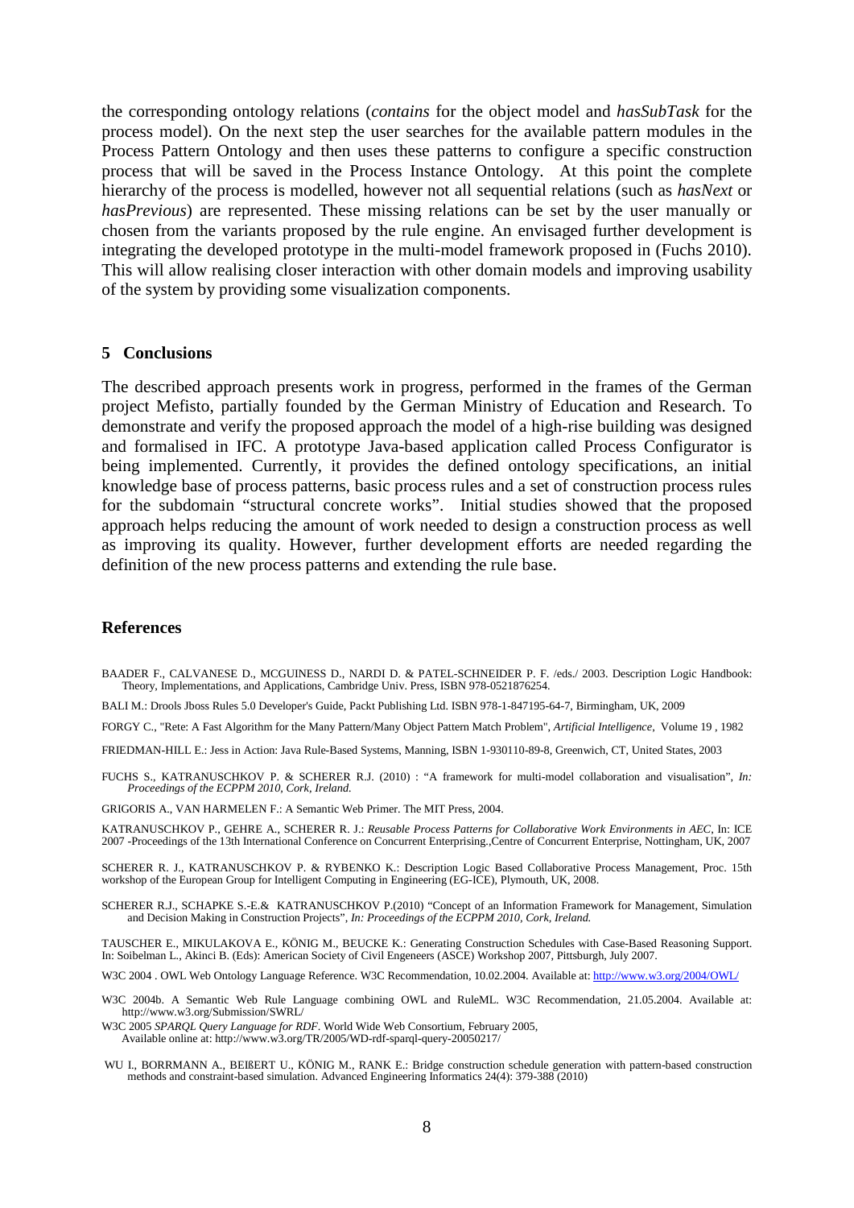the corresponding ontology relations (*contains* for the object model and *hasSubTask* for the process model). On the next step the user searches for the available pattern modules in the Process Pattern Ontology and then uses these patterns to configure a specific construction process that will be saved in the Process Instance Ontology. At this point the complete hierarchy of the process is modelled, however not all sequential relations (such as *hasNext* or *hasPrevious*) are represented. These missing relations can be set by the user manually or chosen from the variants proposed by the rule engine. An envisaged further development is integrating the developed prototype in the multi-model framework proposed in (Fuchs 2010). This will allow realising closer interaction with other domain models and improving usability of the system by providing some visualization components.

## 5 Conclusions

The described approach presents work in progress, performed in the frames of the German project Mefisto, partially founded by the German Ministry of Education and Research. To demonstrate and verify the proposed approach the model of a high-rise building was designed and formalised in IFC. A prototype Java-based application called Process Configurator is being implemented. Currently, it provides the defined ontology specifications, an initial knowledge base of process patterns, basic process rules and a set of construction process rules for the subdomain "structural concrete works". Initial studies showed that the proposed approach helps reducing the amount of work needed to design a construction process as well as improving its quality. However, further development efforts are needed regarding the definition of the new process patterns and extending the rule base.

## References

BAADER F., CALVANESE D., MCGUINESS D., NARDI D. & PATEL-SCHNEIDER P. F. /eds./ 2003. Description Logic Handbook: Theory, Implementations, and Applications, Cambridge Univ. Press, ISBN 978-0521876254.

BALI M.: Drools Jboss Rules 5.0 Developer's Guide, Packt Publishing Ltd. ISBN 978-1-847195-64-7, Birmingham, UK, 2009

FORGY C., "Rete: A Fast Algorithm for the Many Pattern/Many Object Pattern Match Problem", *Artificial Intelligence*, Volume 19 , 1982

FRIEDMAN-HILL E.: Jess in Action: Java Rule-Based Systems, Manning, ISBN 1-930110-89-8, Greenwich, CT, United States, 2003

FUCHS S., KATRANUSCHKOV P. & SCHERER R.J. (2010) : "A framework for multi-model collaboration and visualisation", *In: Proceedings of the ECPPM 2010, Cork, Ireland.*

GRIGORIS A., VAN HARMELEN F.: A Semantic Web Primer. The MIT Press, 2004.

KATRANUSCHKOV P., GEHRE A., SCHERER R. J.: *Reusable Process Patterns for Collaborative Work Environments in AEC*, In: ICE 2007 -Proceedings of the 13th International Conference on Concurrent Enterprising.,Centre of Concurrent Enterprise, Nottingham, UK, 2007

SCHERER R. J., KATRANUSCHKOV P. & RYBENKO K.: Description Logic Based Collaborative Process Management, Proc. 15th workshop of the European Group for Intelligent Computing in Engineering (EG-ICE), Plymouth, UK, 2008.

SCHERER R.J., SCHAPKE S.-E.& KATRANUSCHKOV P.(2010) "Concept of an Information Framework for Management, Simulation and Decision Making in Construction Projects", *In: Proceedings of the ECPPM 2010, Cork, Ireland.*

TAUSCHER E., MIKULAKOVA E., KÖNIG M., BEUCKE K.: Generating Construction Schedules with Case-Based Reasoning Support. In: Soibelman L., Akinci B. (Eds): American Society of Civil Engeneers (ASCE) Workshop 2007, Pittsburgh, July 2007.

W3C 2004 . OWL Web Ontology Language Reference. W3C Recommendation, 10.02.2004. Available at: http://www.w3.org/2004/OWL/

W3C 2004b. A Semantic Web Rule Language combining OWL and RuleML. W3C Recommendation, 21.05.2004. Available at: http://www.w3.org/Submission/SWRL/

W3C 2005 *SPARQL Query Language for RDF*. World Wide Web Consortium, February 2005, Available online at: http://www.w3.org/TR/2005/WD-rdf-sparql-query-20050217/

WU I., BORRMANN A., BEIßERT U., KÖNIG M., RANK E.: Bridge construction schedule generation with pattern-based construction methods and constraint-based simulation. Advanced Engineering Informatics 24(4): 379-388 (2010)